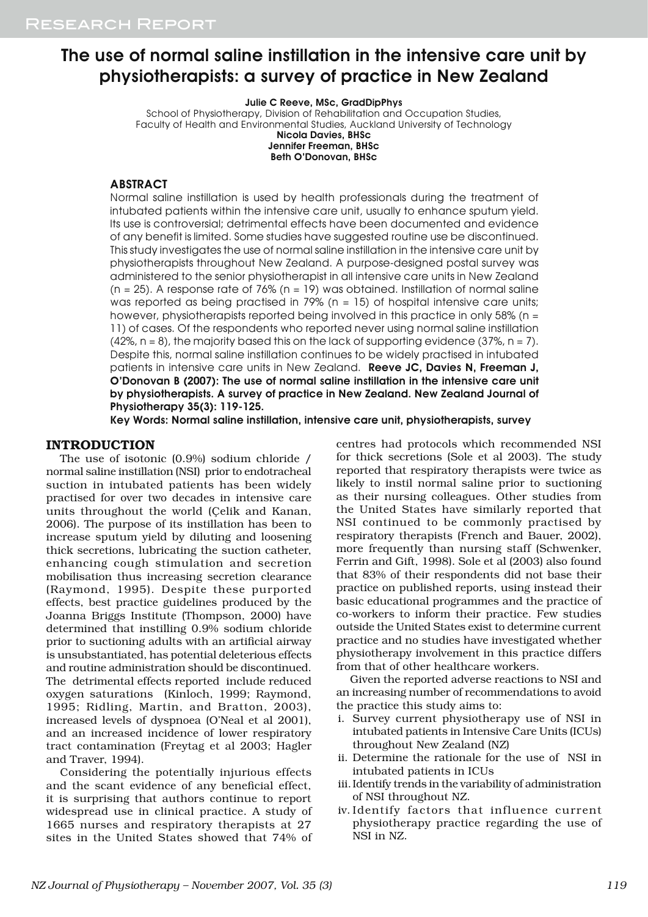RESEARCH REPORT

# The use of normal saline instillation in the intensive care unit by physiotherapists: a survey of practice in New Zealand

**Julie C Reeve, MSc, GradDipPhys**
School of Physiotherapy, Division of Rehabilitation and Occupation Studies, Faculty of Health and Environmental Studies, Auckland University of Technology
**Nicola Davies, BHSc**
**Jennifer Freeman, BHSc**
**Beth O'Donovan, BHSc**

## ABSTRACT

Normal saline instillation is used by health professionals during the treatment of intubated patients within the intensive care unit, usually to enhance sputum yield. Its use is controversial; detrimental effects have been documented and evidence of any benefit is limited. Some studies have suggested routine use be discontinued. This study investigates the use of normal saline instillation in the intensive care unit by physiotherapists throughout New Zealand. A purpose-designed postal survey was administered to the senior physiotherapist in all intensive care units in New Zealand (n = 25). A response rate of 76% (n = 19) was obtained. Instillation of normal saline was reported as being practised in 79% (n = 15) of hospital intensive care units; however, physiotherapists reported being involved in this practice in only 58% (n = 11) of cases. Of the respondents who reported never using normal saline instillation (42%, n = 8), the majority based this on the lack of supporting evidence (37%, n = 7). Despite this, normal saline instillation continues to be widely practised in intubated patients in intensive care units in New Zealand. **Reeve JC, Davies N, Freeman J, O'Donovan B (2007): The use of normal saline instillation in the intensive care unit by physiotherapists. A survey of practice in New Zealand. New Zealand Journal of Physiotherapy 35(3): 119-125.**

**Key Words: Normal saline instillation, intensive care unit, physiotherapists, survey**

## INTRODUCTION

The use of isotonic (0.9%) sodium chloride / normal saline instillation (NSI) prior to endotracheal suction in intubated patients has been widely practised for over two decades in intensive care units throughout the world (Çelik and Kanan, 2006). The purpose of its instillation has been to increase sputum yield by diluting and loosening thick secretions, lubricating the suction catheter, enhancing cough stimulation and secretion mobilisation thus increasing secretion clearance (Raymond, 1995). Despite these purported effects, best practice guidelines produced by the Joanna Briggs Institute (Thompson, 2000) have determined that instilling 0.9% sodium chloride prior to suctioning adults with an artificial airway is unsubstantiated, has potential deleterious effects and routine administration should be discontinued. The detrimental effects reported include reduced oxygen saturations (Kinloch, 1999; Raymond, 1995; Ridling, Martin, and Bratton, 2003), increased levels of dyspnoea (O'Neal et al 2001), and an increased incidence of lower respiratory tract contamination (Freytag et al 2003; Hagler and Traver, 1994).

Considering the potentially injurious effects and the scant evidence of any beneficial effect, it is surprising that authors continue to report widespread use in clinical practice. A study of 1665 nurses and respiratory therapists at 27 sites in the United States showed that 74% of centres had protocols which recommended NSI for thick secretions (Sole et al 2003). The study reported that respiratory therapists were twice as likely to instil normal saline prior to suctioning as their nursing colleagues. Other studies from the United States have similarly reported that NSI continued to be commonly practised by respiratory therapists (French and Bauer, 2002), more frequently than nursing staff (Schwenker, Ferrin and Gift, 1998). Sole et al (2003) also found that 83% of their respondents did not base their practice on published reports, using instead their basic educational programmes and the practice of co-workers to inform their practice. Few studies outside the United States exist to determine current practice and no studies have investigated whether physiotherapy involvement in this practice differs from that of other healthcare workers.

Given the reported adverse reactions to NSI and an increasing number of recommendations to avoid the practice this study aims to:

i. Survey current physiotherapy use of NSI in intubated patients in Intensive Care Units (ICUs) throughout New Zealand (NZ)
ii. Determine the rationale for the use of NSI in intubated patients in ICUs
iii. Identify trends in the variability of administration of NSI throughout NZ.
iv. Identify factors that influence current physiotherapy practice regarding the use of NSI in NZ.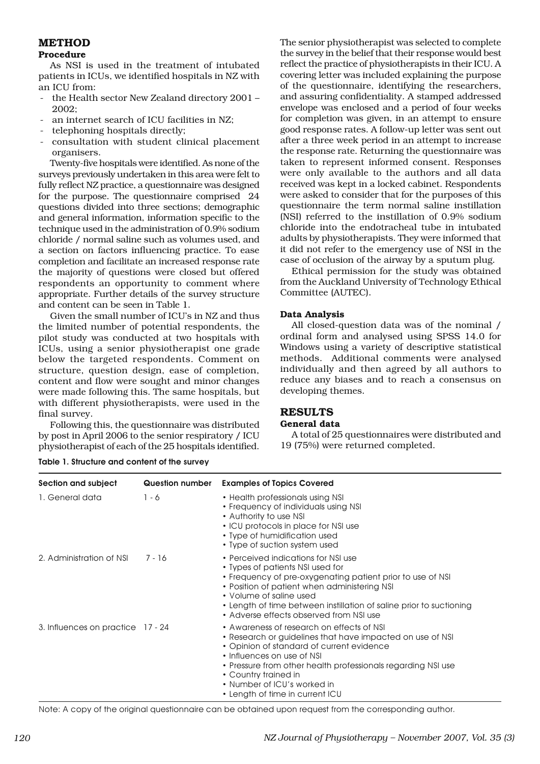## METHOD

### Procedure

As NSI is used in the treatment of intubated patients in ICUs, we identified hospitals in NZ with an ICU from:

- the Health sector New Zealand directory 2001 – 2002;
- an internet search of ICU facilities in NZ;
- telephoning hospitals directly;
- consultation with student clinical placement organisers.

Twenty-five hospitals were identified. As none of the surveys previously undertaken in this area were felt to fully reflect NZ practice, a questionnaire was designed for the purpose. The questionnaire comprised 24 questions divided into three sections; demographic and general information, information specific to the technique used in the administration of 0.9% sodium chloride / normal saline such as volumes used, and a section on factors influencing practice. To ease completion and facilitate an increased response rate the majority of questions were closed but offered respondents an opportunity to comment where appropriate. Further details of the survey structure and content can be seen in Table 1.

Given the small number of ICU's in NZ and thus the limited number of potential respondents, the pilot study was conducted at two hospitals with ICUs, using a senior physiotherapist one grade below the targeted respondents. Comment on structure, question design, ease of completion, content and flow were sought and minor changes were made following this. The same hospitals, but with different physiotherapists, were used in the final survey.

Following this, the questionnaire was distributed by post in April 2006 to the senior respiratory / ICU physiotherapist of each of the 25 hospitals identified. The senior physiotherapist was selected to complete the survey in the belief that their response would best reflect the practice of physiotherapists in their ICU. A covering letter was included explaining the purpose of the questionnaire, identifying the researchers, and assuring confidentiality. A stamped addressed envelope was enclosed and a period of four weeks for completion was given, in an attempt to ensure good response rates. A follow-up letter was sent out after a three week period in an attempt to increase the response rate. Returning the questionnaire was taken to represent informed consent. Responses were only available to the authors and all data received was kept in a locked cabinet. Respondents were asked to consider that for the purposes of this questionnaire the term normal saline instillation (NSI) referred to the instillation of 0.9% sodium chloride into the endotracheal tube in intubated adults by physiotherapists. They were informed that it did not refer to the emergency use of NSI in the case of occlusion of the airway by a sputum plug.

Ethical permission for the study was obtained from the Auckland University of Technology Ethical Committee (AUTEC).

### Data Analysis

All closed-question data was of the nominal / ordinal form and analysed using SPSS 14.0 for Windows using a variety of descriptive statistical methods. Additional comments were analysed individually and then agreed by all authors to reduce any biases and to reach a consensus on developing themes.

## RESULTS

### General data

A total of 25 questionnaires were distributed and 19 (75%) were returned completed.

**Table 1. Structure and content of the survey**

| Section and subject | Question number | Examples of Topics Covered |
|---|---|---|
| 1. General data | 1 - 6 | • Health professionals using NSI<br>• Frequency of individuals using NSI<br>• Authority to use NSI<br>• ICU protocols in place for NSI use<br>• Type of humidification used<br>• Type of suction system used |
| 2. Administration of NSI | 7 - 16 | • Perceived indications for NSI use<br>• Types of patients NSI used for<br>• Frequency of pre-oxygenating patient prior to use of NSI<br>• Position of patient when administering NSI<br>• Volume of saline used<br>• Length of time between instillation of saline prior to suctioning<br>• Adverse effects observed from NSI use |
| 3. Influences on practice | 17 - 24 | • Awareness of research on effects of NSI<br>• Research or guidelines that have impacted on use of NSI<br>• Opinion of standard of current evidence<br>• Influences on use of NSI<br>• Pressure from other health professionals regarding NSI use<br>• Country trained in<br>• Number of ICU's worked in<br>• Length of time in current ICU |

Note: A copy of the original questionnaire can be obtained upon request from the corresponding author.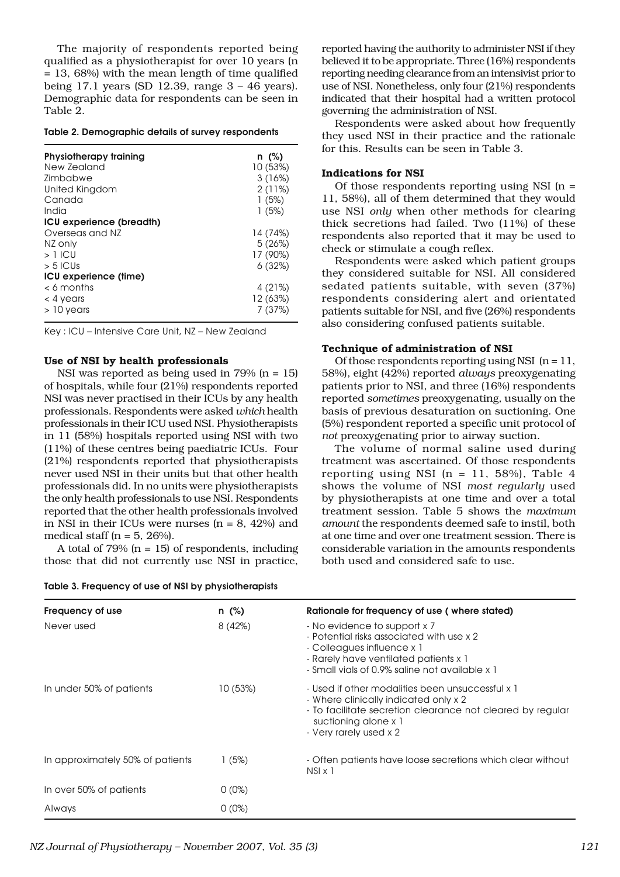The majority of respondents reported being qualified as a physiotherapist for over 10 years (n = 13, 68%) with the mean length of time qualified being 17.1 years (SD 12.39, range 3 – 46 years). Demographic data for respondents can be seen in Table 2.

**Table 2. Demographic details of survey respondents**

| | n (%) |
|---|---|
| **Physiotherapy training** | |
| New Zealand | 10 (53%) |
| Zimbabwe | 3 (16%) |
| United Kingdom | 2 (11%) |
| Canada | 1 (5%) |
| India | 1 (5%) |
| **ICU experience (breadth)** | |
| Overseas and NZ | 14 (74%) |
| NZ only | 5 (26%) |
| > 1 ICU | 17 (90%) |
| > 5 ICUs | 6 (32%) |
| **ICU experience (time)** | |
| < 6 months | 4 (21%) |
| < 4 years | 12 (63%) |
| > 10 years | 7 (37%) |

Key : ICU – Intensive Care Unit, NZ – New Zealand

### Use of NSI by health professionals

NSI was reported as being used in 79% (n = 15) of hospitals, while four (21%) respondents reported NSI was never practised in their ICUs by any health professionals. Respondents were asked *which* health professionals in their ICU used NSI. Physiotherapists in 11 (58%) hospitals reported using NSI with two (11%) of these centres being paediatric ICUs. Four (21%) respondents reported that physiotherapists never used NSI in their units but that other health professionals did. In no units were physiotherapists the only health professionals to use NSI. Respondents reported that the other health professionals involved in NSI in their ICUs were nurses (n = 8, 42%) and medical staff (n = 5, 26%).

A total of 79% (n = 15) of respondents, including those that did not currently use NSI in practice, reported having the authority to administer NSI if they believed it to be appropriate. Three (16%) respondents reporting needing clearance from an intensivist prior to use of NSI. Nonetheless, only four (21%) respondents indicated that their hospital had a written protocol governing the administration of NSI.

Respondents were asked about how frequently they used NSI in their practice and the rationale for this. Results can be seen in Table 3.

### Indications for NSI

Of those respondents reporting using NSI (n = 11, 58%), all of them determined that they would use NSI *only* when other methods for clearing thick secretions had failed. Two (11%) of these respondents also reported that it may be used to check or stimulate a cough reflex.

Respondents were asked which patient groups they considered suitable for NSI. All considered sedated patients suitable, with seven (37%) respondents considering alert and orientated patients suitable for NSI, and five (26%) respondents also considering confused patients suitable.

### Technique of administration of NSI

Of those respondents reporting using NSI (n = 11, 58%), eight (42%) reported *always* preoxygenating patients prior to NSI, and three (16%) respondents reported *sometimes* preoxygenating, usually on the basis of previous desaturation on suctioning. One (5%) respondent reported a specific unit protocol of *not* preoxygenating prior to airway suction.

The volume of normal saline used during treatment was ascertained. Of those respondents reporting using NSI (n = 11, 58%), Table 4 shows the volume of NSI *most regularly* used by physiotherapists at one time and over a total treatment session. Table 5 shows the *maximum amount* the respondents deemed safe to instil, both at one time and over one treatment session. There is considerable variation in the amounts respondents both used and considered safe to use.

**Table 3. Frequency of use of NSI by physiotherapists**

| Frequency of use | n (%) | Rationale for frequency of use ( where stated) |
|---|---|---|
| Never used | 8 (42%) | - No evidence to support x 7<br>- Potential risks associated with use x 2<br>- Colleagues influence x 1<br>- Rarely have ventilated patients x 1<br>- Small vials of 0.9% saline not available x 1 |
| In under 50% of patients | 10 (53%) | - Used if other modalities been unsuccessful x 1<br>- Where clinically indicated only x 2<br>- To facilitate secretion clearance not cleared by regular suctioning alone x 1<br>- Very rarely used x 2 |
| In approximately 50% of patients | 1 (5%) | - Often patients have loose secretions which clear without NSI x 1 |
| In over 50% of patients | 0 (0%) | |
| Always | 0 (0%) | |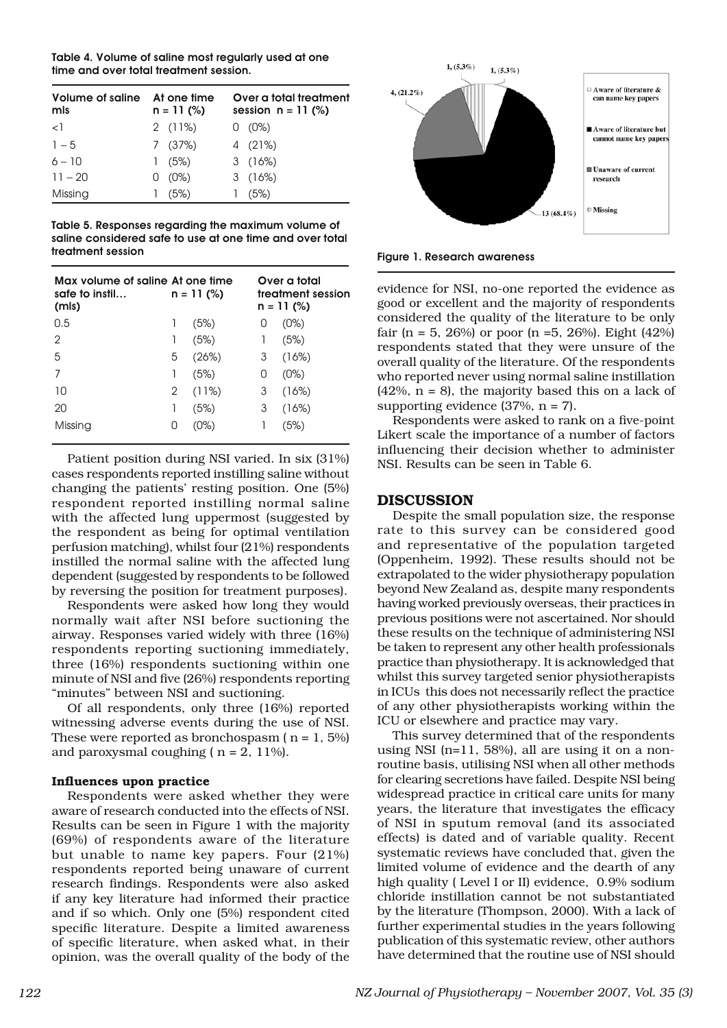**Table 4. Volume of saline most regularly used at one time and over total treatment session.**

| Volume of saline mls | At one time n = 11 (%) | Over a total treatment session n = 11 (%) |
|---|---|---|
| <1 | 2 (11%) | 0 (0%) |
| 1 – 5 | 7 (37%) | 4 (21%) |
| 6 – 10 | 1 (5%) | 3 (16%) |
| 11 – 20 | 0 (0%) | 3 (16%) |
| Missing | 1 (5%) | 1 (5%) |

**Table 5. Responses regarding the maximum volume of saline considered safe to use at one time and over total treatment session**

| Max volume of saline safe to instil… (mls) | At one time n = 11 (%) | Over a total treatment session n = 11 (%) |
|---|---|---|
| 0.5 | 1 (5%) | 0 (0%) |
| 2 | 1 (5%) | 1 (5%) |
| 5 | 5 (26%) | 3 (16%) |
| 7 | 1 (5%) | 0 (0%) |
| 10 | 2 (11%) | 3 (16%) |
| 20 | 1 (5%) | 3 (16%) |
| Missing | 0 (0%) | 1 (5%) |

Patient position during NSI varied. In six (31%) cases respondents reported instilling saline without changing the patients' resting position. One (5%) respondent reported instilling normal saline with the affected lung uppermost (suggested by the respondent as being for optimal ventilation perfusion matching), whilst four (21%) respondents instilled the normal saline with the affected lung dependent (suggested by respondents to be followed by reversing the position for treatment purposes).

Respondents were asked how long they would normally wait after NSI before suctioning the airway. Responses varied widely with three (16%) respondents reporting suctioning immediately, three (16%) respondents suctioning within one minute of NSI and five (26%) respondents reporting "minutes" between NSI and suctioning.

Of all respondents, only three (16%) reported witnessing adverse events during the use of NSI. These were reported as bronchospasm ( n = 1, 5%) and paroxysmal coughing ( n = 2, 11%).

#### Influences upon practice

Respondents were asked whether they were aware of research conducted into the effects of NSI. Results can be seen in Figure 1 with the majority (69%) of respondents aware of the literature but unable to name key papers. Four (21%) respondents reported being unaware of current research findings. Respondents were also asked if any key literature had informed their practice and if so which. Only one (5%) respondent cited specific literature. Despite a limited awareness of specific literature, when asked what, in their opinion, was the overall quality of the body of the evidence for NSI, no-one reported the evidence as good or excellent and the majority of respondents considered the quality of the literature to be only fair (n = 5, 26%) or poor (n =5, 26%). Eight (42%) respondents stated that they were unsure of the overall quality of the literature. Of the respondents who reported never using normal saline instillation (42%, n = 8), the majority based this on a lack of supporting evidence (37%, n = 7).

Respondents were asked to rank on a five-point Likert scale the importance of a number of factors influencing their decision whether to administer NSI. Results can be seen in Table 6.

Figure 1. Research awareness

## DISCUSSION

Despite the small population size, the response rate to this survey can be considered good and representative of the population targeted (Oppenheim, 1992). These results should not be extrapolated to the wider physiotherapy population beyond New Zealand as, despite many respondents having worked previously overseas, their practices in previous positions were not ascertained. Nor should these results on the technique of administering NSI be taken to represent any other health professionals practice than physiotherapy. It is acknowledged that whilst this survey targeted senior physiotherapists in ICUs this does not necessarily reflect the practice of any other physiotherapists working within the ICU or elsewhere and practice may vary.

This survey determined that of the respondents using NSI (n=11, 58%), all are using it on a non-routine basis, utilising NSI when all other methods for clearing secretions have failed. Despite NSI being widespread practice in critical care units for many years, the literature that investigates the efficacy of NSI in sputum removal (and its associated effects) is dated and of variable quality. Recent systematic reviews have concluded that, given the limited volume of evidence and the dearth of any high quality ( Level I or II) evidence, 0.9% sodium chloride instillation cannot be not substantiated by the literature (Thompson, 2000). With a lack of further experimental studies in the years following publication of this systematic review, other authors have determined that the routine use of NSI should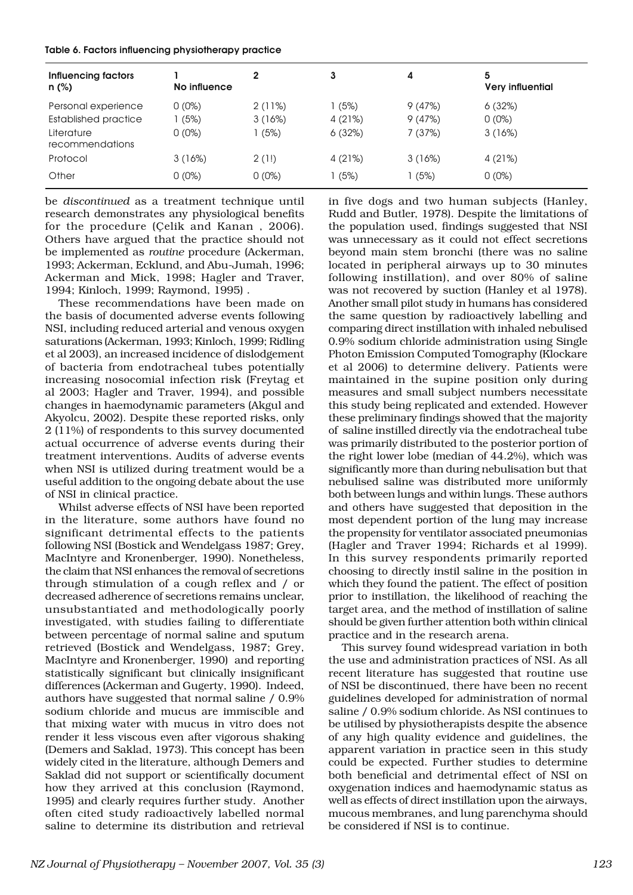**Table 6. Factors influencing physiotherapy practice**

| Influencing factors n (%) | 1 No influence | 2 | 3 | 4 | 5 Very influential |
|---|---|---|---|---|---|
| Personal experience | 0 (0%) | 2 (11%) | 1 (5%) | 9 (47%) | 6 (32%) |
| Established practice | 1 (5%) | 3 (16%) | 4 (21%) | 9 (47%) | 0 (0%) |
| Literature recommendations | 0 (0%) | 1 (5%) | 6 (32%) | 7 (37%) | 3 (16%) |
| Protocol | 3 (16%) | 2 (1!) | 4 (21%) | 3 (16%) | 4 (21%) |
| Other | 0 (0%) | 0 (0%) | 1 (5%) | 1 (5%) | 0 (0%) |

be *discontinued* as a treatment technique until research demonstrates any physiological benefits for the procedure (Çelik and Kanan , 2006). Others have argued that the practice should not be implemented as *routine* procedure (Ackerman, 1993; Ackerman, Ecklund, and Abu-Jumah, 1996; Ackerman and Mick, 1998; Hagler and Traver, 1994; Kinloch, 1999; Raymond, 1995) .

These recommendations have been made on the basis of documented adverse events following NSI, including reduced arterial and venous oxygen saturations (Ackerman, 1993; Kinloch, 1999; Ridling et al 2003), an increased incidence of dislodgement of bacteria from endotracheal tubes potentially increasing nosocomial infection risk (Freytag et al 2003; Hagler and Traver, 1994), and possible changes in haemodynamic parameters (Akgul and Akyolcu, 2002). Despite these reported risks, only 2 (11%) of respondents to this survey documented actual occurrence of adverse events during their treatment interventions. Audits of adverse events when NSI is utilized during treatment would be a useful addition to the ongoing debate about the use of NSI in clinical practice.

Whilst adverse effects of NSI have been reported in the literature, some authors have found no significant detrimental effects to the patients following NSI (Bostick and Wendelgass 1987; Grey, MacIntyre and Kronenberger, 1990). Nonetheless, the claim that NSI enhances the removal of secretions through stimulation of a cough reflex and / or decreased adherence of secretions remains unclear, unsubstantiated and methodologically poorly investigated, with studies failing to differentiate between percentage of normal saline and sputum retrieved (Bostick and Wendelgass, 1987; Grey, MacIntyre and Kronenberger, 1990) and reporting statistically significant but clinically insignificant differences (Ackerman and Gugerty, 1990). Indeed, authors have suggested that normal saline / 0.9% sodium chloride and mucus are immiscible and that mixing water with mucus in vitro does not render it less viscous even after vigorous shaking (Demers and Saklad, 1973). This concept has been widely cited in the literature, although Demers and Saklad did not support or scientifically document how they arrived at this conclusion (Raymond, 1995) and clearly requires further study. Another often cited study radioactively labelled normal saline to determine its distribution and retrieval in five dogs and two human subjects (Hanley, Rudd and Butler, 1978). Despite the limitations of the population used, findings suggested that NSI was unnecessary as it could not effect secretions beyond main stem bronchi (there was no saline located in peripheral airways up to 30 minutes following instillation), and over 80% of saline was not recovered by suction (Hanley et al 1978). Another small pilot study in humans has considered the same question by radioactively labelling and comparing direct instillation with inhaled nebulised 0.9% sodium chloride administration using Single Photon Emission Computed Tomography (Klockare et al 2006) to determine delivery. Patients were maintained in the supine position only during measures and small subject numbers necessitate this study being replicated and extended. However these preliminary findings showed that the majority of saline instilled directly via the endotracheal tube was primarily distributed to the posterior portion of the right lower lobe (median of 44.2%), which was significantly more than during nebulisation but that nebulised saline was distributed more uniformly both between lungs and within lungs. These authors and others have suggested that deposition in the most dependent portion of the lung may increase the propensity for ventilator associated pneumonias (Hagler and Traver 1994; Richards et al 1999). In this survey respondents primarily reported choosing to directly instil saline in the position in which they found the patient. The effect of position prior to instillation, the likelihood of reaching the target area, and the method of instillation of saline should be given further attention both within clinical practice and in the research arena.

This survey found widespread variation in both the use and administration practices of NSI. As all recent literature has suggested that routine use of NSI be discontinued, there have been no recent guidelines developed for administration of normal saline / 0.9% sodium chloride. As NSI continues to be utilised by physiotherapists despite the absence of any high quality evidence and guidelines, the apparent variation in practice seen in this study could be expected. Further studies to determine both beneficial and detrimental effect of NSI on oxygenation indices and haemodynamic status as well as effects of direct instillation upon the airways, mucous membranes, and lung parenchyma should be considered if NSI is to continue.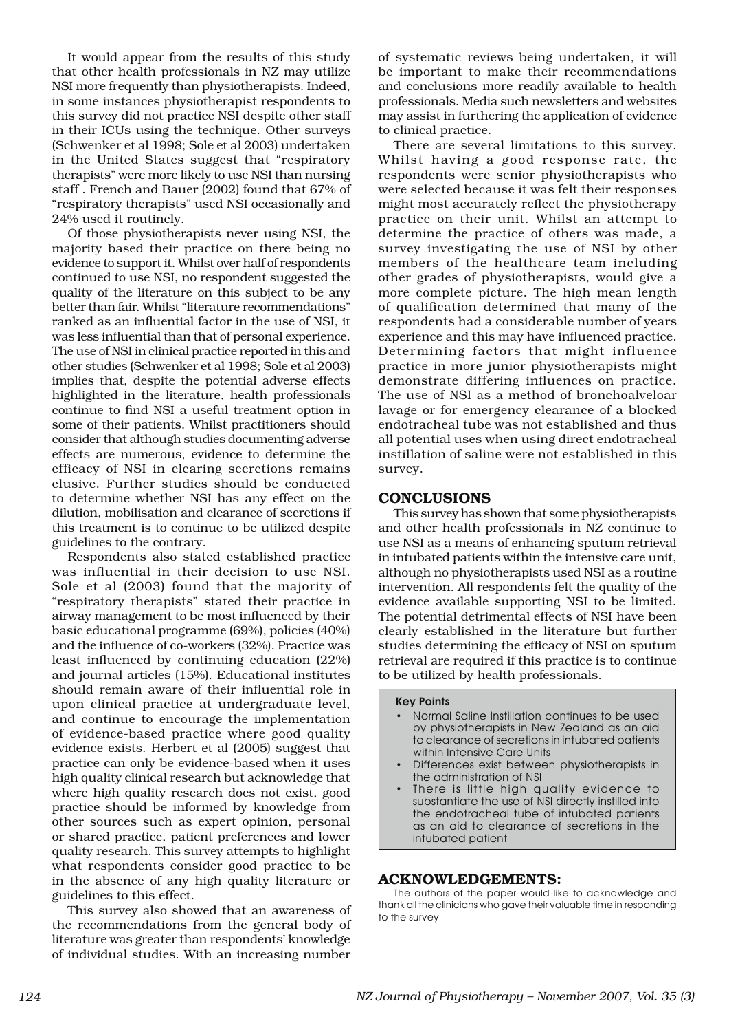It would appear from the results of this study that other health professionals in NZ may utilize NSI more frequently than physiotherapists. Indeed, in some instances physiotherapist respondents to this survey did not practice NSI despite other staff in their ICUs using the technique. Other surveys (Schwenker et al 1998; Sole et al 2003) undertaken in the United States suggest that "respiratory therapists" were more likely to use NSI than nursing staff . French and Bauer (2002) found that 67% of "respiratory therapists" used NSI occasionally and 24% used it routinely.

Of those physiotherapists never using NSI, the majority based their practice on there being no evidence to support it. Whilst over half of respondents continued to use NSI, no respondent suggested the quality of the literature on this subject to be any better than fair. Whilst "literature recommendations" ranked as an influential factor in the use of NSI, it was less influential than that of personal experience. The use of NSI in clinical practice reported in this and other studies (Schwenker et al 1998; Sole et al 2003) implies that, despite the potential adverse effects highlighted in the literature, health professionals continue to find NSI a useful treatment option in some of their patients. Whilst practitioners should consider that although studies documenting adverse effects are numerous, evidence to determine the efficacy of NSI in clearing secretions remains elusive. Further studies should be conducted to determine whether NSI has any effect on the dilution, mobilisation and clearance of secretions if this treatment is to continue to be utilized despite guidelines to the contrary.

Respondents also stated established practice was influential in their decision to use NSI. Sole et al (2003) found that the majority of "respiratory therapists" stated their practice in airway management to be most influenced by their basic educational programme (69%), policies (40%) and the influence of co-workers (32%). Practice was least influenced by continuing education (22%) and journal articles (15%). Educational institutes should remain aware of their influential role in upon clinical practice at undergraduate level, and continue to encourage the implementation of evidence-based practice where good quality evidence exists. Herbert et al (2005) suggest that practice can only be evidence-based when it uses high quality clinical research but acknowledge that where high quality research does not exist, good practice should be informed by knowledge from other sources such as expert opinion, personal or shared practice, patient preferences and lower quality research. This survey attempts to highlight what respondents consider good practice to be in the absence of any high quality literature or guidelines to this effect.

This survey also showed that an awareness of the recommendations from the general body of literature was greater than respondents' knowledge of individual studies. With an increasing number of systematic reviews being undertaken, it will be important to make their recommendations and conclusions more readily available to health professionals. Media such newsletters and websites may assist in furthering the application of evidence to clinical practice.

There are several limitations to this survey. Whilst having a good response rate, the respondents were senior physiotherapists who were selected because it was felt their responses might most accurately reflect the physiotherapy practice on their unit. Whilst an attempt to determine the practice of others was made, a survey investigating the use of NSI by other members of the healthcare team including other grades of physiotherapists, would give a more complete picture. The high mean length of qualification determined that many of the respondents had a considerable number of years experience and this may have influenced practice. Determining factors that might influence practice in more junior physiotherapists might demonstrate differing influences on practice. The use of NSI as a method of bronchoalveloar lavage or for emergency clearance of a blocked endotracheal tube was not established and thus all potential uses when using direct endotracheal instillation of saline were not established in this survey.

## CONCLUSIONS

This survey has shown that some physiotherapists and other health professionals in NZ continue to use NSI as a means of enhancing sputum retrieval in intubated patients within the intensive care unit, although no physiotherapists used NSI as a routine intervention. All respondents felt the quality of the evidence available supporting NSI to be limited. The potential detrimental effects of NSI have been clearly established in the literature but further studies determining the efficacy of NSI on sputum retrieval are required if this practice is to continue to be utilized by health professionals.

**Key Points**

- Normal Saline Instillation continues to be used by physiotherapists in New Zealand as an aid to clearance of secretions in intubated patients within Intensive Care Units
- Differences exist between physiotherapists in the administration of NSI
- There is little high quality evidence to substantiate the use of NSI directly instilled into the endotracheal tube of intubated patients as an aid to clearance of secretions in the intubated patient

## ACKNOWLEDGEMENTS:

The authors of the paper would like to acknowledge and thank all the clinicians who gave their valuable time in responding to the survey.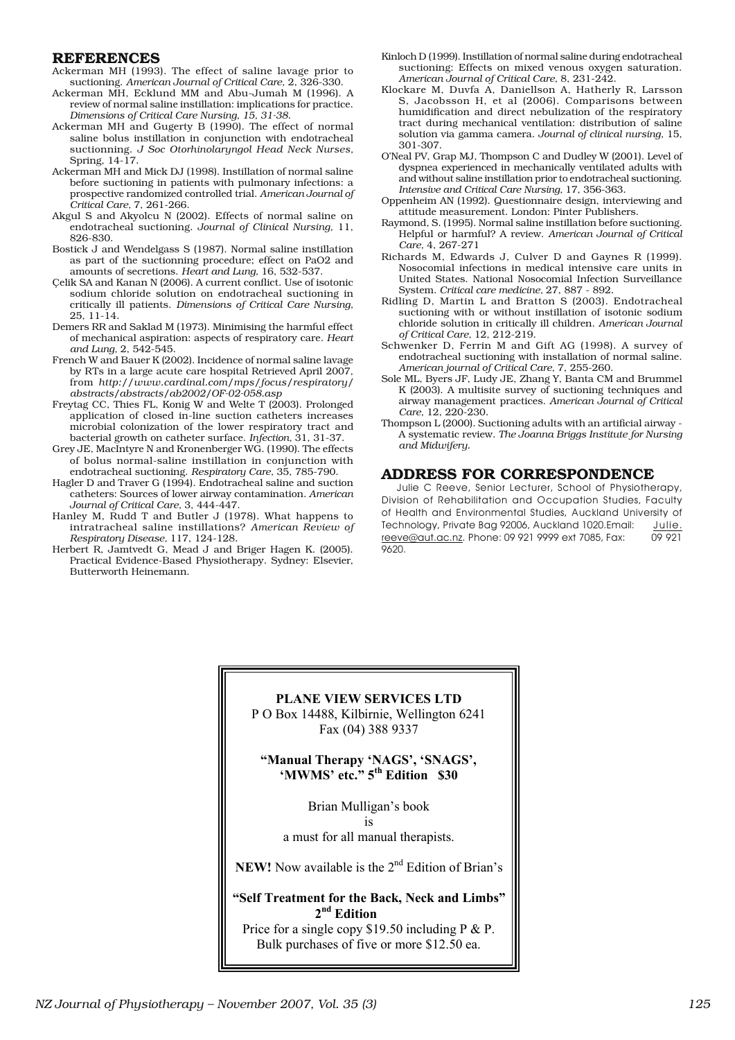## REFERENCES

Ackerman MH (1993). The effect of saline lavage prior to suctioning. *American Journal of Critical Care*, 2, 326-330.

Ackerman MH, Ecklund MM and Abu-Jumah M (1996). A review of normal saline instillation: implications for practice. *Dimensions of Critical Care Nursing, 15, 31-38.*

Ackerman MH and Gugerty B (1990). The effect of normal saline bolus instillation in conjunction with endotracheal suctionning. *J Soc Otorhinolaryngol Head Neck Nurses*, Spring, 14-17.

Ackerman MH and Mick DJ (1998). Instillation of normal saline before suctioning in patients with pulmonary infections: a prospective randomized controlled trial. *American Journal of Critical Care*, 7, 261-266.

Akgul S and Akyolcu N (2002). Effects of normal saline on endotracheal suctioning. *Journal of Clinical Nursing*, 11, 826-830.

Bostick J and Wendelgass S (1987). Normal saline instillation as part of the suctionning procedure; effect on PaO2 and amounts of secretions. *Heart and Lung*, 16, 532-537.

Çelik SA and Kanan N (2006). A current conflict. Use of isotonic sodium chloride solution on endotracheal suctioning in critically ill patients. *Dimensions of Critical Care Nursing*, 25, 11-14.

Demers RR and Saklad M (1973). Minimising the harmful effect of mechanical aspiration: aspects of respiratory care. *Heart and Lung*, 2, 542-545.

French W and Bauer K (2002). Incidence of normal saline lavage by RTs in a large acute care hospital Retrieved April 2007, from *http://www.cardinal.com/mps/focus/respiratory/abstracts/abstracts/ab2002/OF-02-058.asp*

Freytag CC, Thies FL, Konig W and Welte T (2003). Prolonged application of closed in-line suction catheters increases microbial colonization of the lower respiratory tract and bacterial growth on catheter surface. *Infection*, 31, 31-37.

Grey JE, MacIntyre N and Kronenberger WG. (1990). The effects of bolus normal-saline instillation in conjunction with endotracheal suctioning. *Respiratory Care*, 35, 785-790.

Hagler D and Traver G (1994). Endotracheal saline and suction catheters: Sources of lower airway contamination. *American Journal of Critical Care*, 3, 444-447.

Hanley M, Rudd T and Butler J (1978). What happens to intratracheal saline instillations? *American Review of Respiratory Disease*, 117, 124-128.

Herbert R, Jamtvedt G, Mead J and Briger Hagen K. (2005). Practical Evidence-Based Physiotherapy. Sydney: Elsevier, Butterworth Heinemann.

Kinloch D (1999). Instillation of normal saline during endotracheal suctioning: Effects on mixed venous oxygen saturation. *American Journal of Critical Care*, 8, 231-242.

Klockare M, Duvfa A, Daniellson A, Hatherly R, Larsson S, Jacobsson H, et al (2006). Comparisons between humidification and direct nebulization of the respiratory tract during mechanical ventilation: distribution of saline solution via gamma camera. *Journal of clinical nursing*, 15, 301-307.

O'Neal PV, Grap MJ, Thompson C and Dudley W (2001). Level of dyspnea experienced in mechanically ventilated adults with and without saline instillation prior to endotracheal suctioning. *Intensive and Critical Care Nursing*, 17, 356-363.

Oppenheim AN (1992). Questionnaire design, interviewing and attitude measurement. London: Pinter Publishers.

Raymond, S. (1995). Normal saline instillation before suctioning. Helpful or harmful? A review. *American Journal of Critical Care*, 4, 267-271

Richards M, Edwards J, Culver D and Gaynes R (1999). Nosocomial infections in medical intensive care units in United States. National Nosocomial Infection Surveillance System. *Critical care medicine*, 27, 887 - 892.

Ridling D, Martin L and Bratton S (2003). Endotracheal suctioning with or without instillation of isotonic sodium chloride solution in critically ill children. *American Journal of Critical Care*, 12, 212-219.

Schwenker D, Ferrin M and Gift AG (1998). A survey of endotracheal suctioning with installation of normal saline. *American journal of Critical Care*, 7, 255-260.

Sole ML, Byers JF, Ludy JE, Zhang Y, Banta CM and Brummel K (2003). A multisite survey of suctioning techniques and airway management practices. *American Journal of Critical Care*, 12, 220-230.

Thompson L (2000). Suctioning adults with an artificial airway - A systematic review. *The Joanna Briggs Institute for Nursing and Midwifery.*

## ADDRESS FOR CORRESPONDENCE

Julie C Reeve, Senior Lecturer, School of Physiotherapy, Division of Rehabilitation and Occupation Studies, Faculty of Health and Environmental Studies, Auckland University of Technology, Private Bag 92006, Auckland 1020.Email: Julie.reeve@aut.ac.nz. Phone: 09 921 9999 ext 7085, Fax: 09 921 9620.

---

**PLANE VIEW SERVICES LTD**
P O Box 14488, Kilbirnie, Wellington 6241
Fax (04) 388 9337

**"Manual Therapy 'NAGS', 'SNAGS', 'MWMS' etc." 5th Edition $30**

Brian Mulligan's book is a must for all manual therapists.

**NEW!** Now available is the 2nd Edition of Brian's

**"Self Treatment for the Back, Neck and Limbs" 2nd Edition**

Price for a single copy $19.50 including P & P.
Bulk purchases of five or more $12.50 ea.